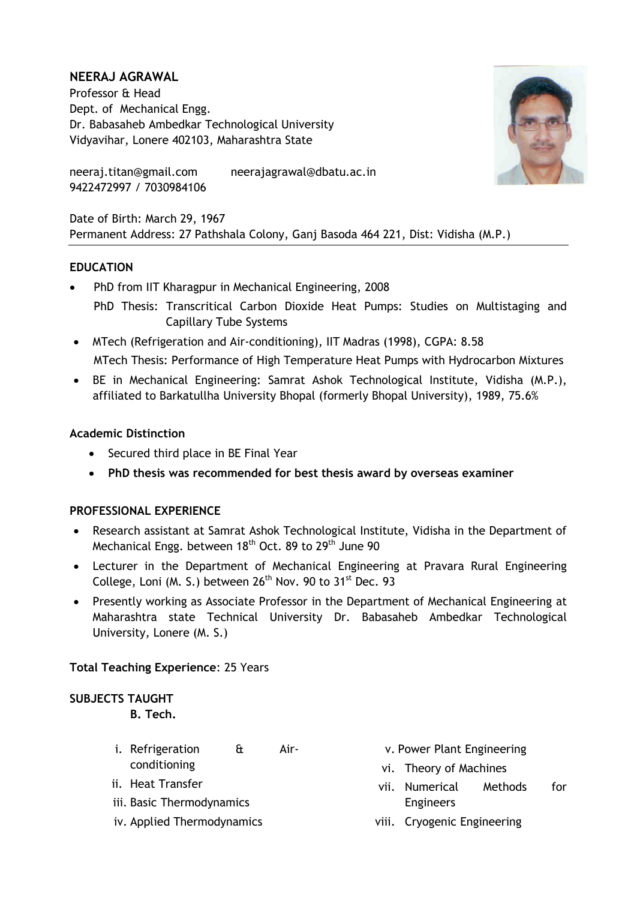# NEERAJ AGRAWAL

Professor & Head
Dept. of Mechanical Engg.
Dr. Babasaheb Ambedkar Technological University
Vidyavihar, Lonere 402103, Maharashtra State

neeraj.titan@gmail.com neerajagrawal@dbatu.ac.in
9422472997 / 7030984106

Date of Birth: March 29, 1967
Permanent Address: 27 Pathshala Colony, Ganj Basoda 464 221, Dist: Vidisha (M.P.)

## EDUCATION

- PhD from IIT Kharagpur in Mechanical Engineering, 2008
  PhD Thesis: Transcritical Carbon Dioxide Heat Pumps: Studies on Multistaging and Capillary Tube Systems
- MTech (Refrigeration and Air-conditioning), IIT Madras (1998), CGPA: 8.58
  MTech Thesis: Performance of High Temperature Heat Pumps with Hydrocarbon Mixtures
- BE in Mechanical Engineering: Samrat Ashok Technological Institute, Vidisha (M.P.), affiliated to Barkatullha University Bhopal (formerly Bhopal University), 1989, 75.6%

### Academic Distinction

- Secured third place in BE Final Year
- **PhD thesis was recommended for best thesis award by overseas examiner**

## PROFESSIONAL EXPERIENCE

- Research assistant at Samrat Ashok Technological Institute, Vidisha in the Department of Mechanical Engg. between 18th Oct. 89 to 29th June 90
- Lecturer in the Department of Mechanical Engineering at Pravara Rural Engineering College, Loni (M. S.) between 26th Nov. 90 to 31st Dec. 93
- Presently working as Associate Professor in the Department of Mechanical Engineering at Maharashtra state Technical University Dr. Babasaheb Ambedkar Technological University, Lonere (M. S.)

**Total Teaching Experience**: 25 Years

## SUBJECTS TAUGHT

**B. Tech.**

i. Refrigeration & Air-conditioning
ii. Heat Transfer
iii. Basic Thermodynamics
iv. Applied Thermodynamics
v. Power Plant Engineering
vi. Theory of Machines
vii. Numerical Methods for Engineers
viii. Cryogenic Engineering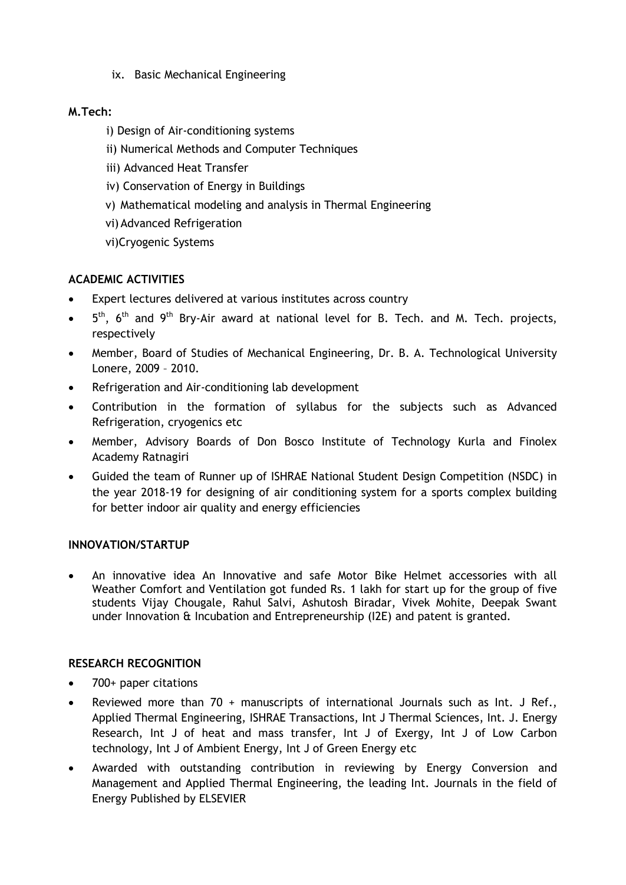ix. Basic Mechanical Engineering

**M.Tech:**

i) Design of Air-conditioning systems

ii) Numerical Methods and Computer Techniques

iii) Advanced Heat Transfer

iv) Conservation of Energy in Buildings

v) Mathematical modeling and analysis in Thermal Engineering

vi) Advanced Refrigeration

vi)Cryogenic Systems

**ACADEMIC ACTIVITIES**

- Expert lectures delivered at various institutes across country
- 5th, 6th and 9th Bry-Air award at national level for B. Tech. and M. Tech. projects, respectively
- Member, Board of Studies of Mechanical Engineering, Dr. B. A. Technological University Lonere, 2009 – 2010.
- Refrigeration and Air-conditioning lab development
- Contribution in the formation of syllabus for the subjects such as Advanced Refrigeration, cryogenics etc
- Member, Advisory Boards of Don Bosco Institute of Technology Kurla and Finolex Academy Ratnagiri
- Guided the team of Runner up of ISHRAE National Student Design Competition (NSDC) in the year 2018-19 for designing of air conditioning system for a sports complex building for better indoor air quality and energy efficiencies

**INNOVATION/STARTUP**

- An innovative idea An Innovative and safe Motor Bike Helmet accessories with all Weather Comfort and Ventilation got funded Rs. 1 lakh for start up for the group of five students Vijay Chougale, Rahul Salvi, Ashutosh Biradar, Vivek Mohite, Deepak Swant under Innovation & Incubation and Entrepreneurship (I2E) and patent is granted.

**RESEARCH RECOGNITION**

- 700+ paper citations
- Reviewed more than 70 + manuscripts of international Journals such as Int. J Ref., Applied Thermal Engineering, ISHRAE Transactions, Int J Thermal Sciences, Int. J. Energy Research, Int J of heat and mass transfer, Int J of Exergy, Int J of Low Carbon technology, Int J of Ambient Energy, Int J of Green Energy etc
- Awarded with outstanding contribution in reviewing by Energy Conversion and Management and Applied Thermal Engineering, the leading Int. Journals in the field of Energy Published by ELSEVIER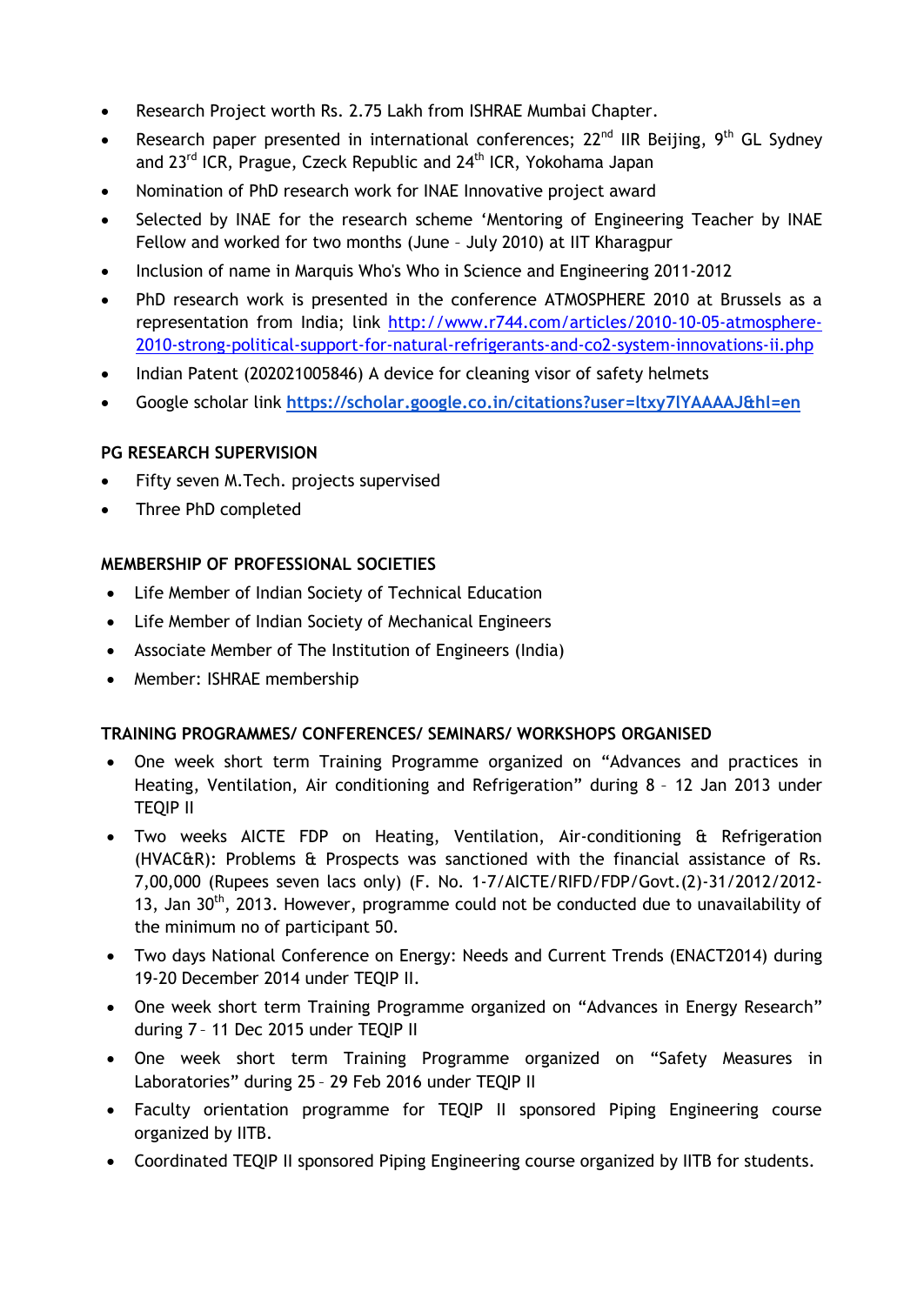- Research Project worth Rs. 2.75 Lakh from ISHRAE Mumbai Chapter.
- Research paper presented in international conferences; 22nd IIR Beijing, 9th GL Sydney and 23rd ICR, Prague, Czeck Republic and 24th ICR, Yokohama Japan
- Nomination of PhD research work for INAE Innovative project award
- Selected by INAE for the research scheme 'Mentoring of Engineering Teacher by INAE Fellow and worked for two months (June – July 2010) at IIT Kharagpur
- Inclusion of name in Marquis Who's Who in Science and Engineering 2011-2012
- PhD research work is presented in the conference ATMOSPHERE 2010 at Brussels as a representation from India; link [http://www.r744.com/articles/2010-10-05-atmosphere-2010-strong-political-support-for-natural-refrigerants-and-co2-system-innovations-ii.php](http://www.r744.com/articles/2010-10-05-atmosphere-2010-strong-political-support-for-natural-refrigerants-and-co2-system-innovations-ii.php)
- Indian Patent (202021005846) A device for cleaning visor of safety helmets
- Google scholar link **[https://scholar.google.co.in/citations?user=ltxy7lYAAAAJ&hl=en](https://scholar.google.co.in/citations?user=ltxy7lYAAAAJ&hl=en)**

**PG RESEARCH SUPERVISION**

- Fifty seven M.Tech. projects supervised
- Three PhD completed

**MEMBERSHIP OF PROFESSIONAL SOCIETIES**

- Life Member of Indian Society of Technical Education
- Life Member of Indian Society of Mechanical Engineers
- Associate Member of The Institution of Engineers (India)
- Member: ISHRAE membership

**TRAINING PROGRAMMES/ CONFERENCES/ SEMINARS/ WORKSHOPS ORGANISED**

- One week short term Training Programme organized on "Advances and practices in Heating, Ventilation, Air conditioning and Refrigeration" during 8 – 12 Jan 2013 under TEQIP II
- Two weeks AICTE FDP on Heating, Ventilation, Air-conditioning & Refrigeration (HVAC&R): Problems & Prospects was sanctioned with the financial assistance of Rs. 7,00,000 (Rupees seven lacs only) (F. No. 1-7/AICTE/RIFD/FDP/Govt.(2)-31/2012/2012-13, Jan 30th, 2013. However, programme could not be conducted due to unavailability of the minimum no of participant 50.
- Two days National Conference on Energy: Needs and Current Trends (ENACT2014) during 19-20 December 2014 under TEQIP II.
- One week short term Training Programme organized on "Advances in Energy Research" during 7 – 11 Dec 2015 under TEQIP II
- One week short term Training Programme organized on "Safety Measures in Laboratories" during 25 – 29 Feb 2016 under TEQIP II
- Faculty orientation programme for TEQIP II sponsored Piping Engineering course organized by IITB.
- Coordinated TEQIP II sponsored Piping Engineering course organized by IITB for students.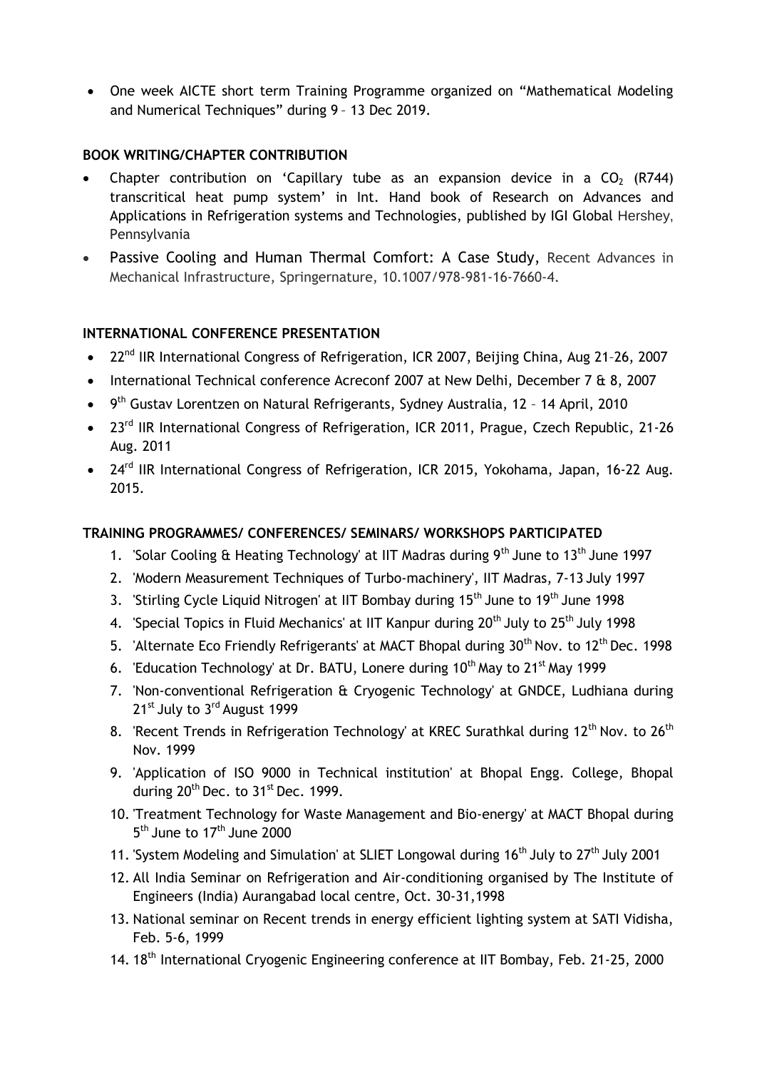- One week AICTE short term Training Programme organized on “Mathematical Modeling and Numerical Techniques” during 9 – 13 Dec 2019.

**BOOK WRITING/CHAPTER CONTRIBUTION**

- Chapter contribution on ‘Capillary tube as an expansion device in a $CO_2$ (R744) transcritical heat pump system’ in Int. Hand book of Research on Advances and Applications in Refrigeration systems and Technologies, published by IGI Global Hershey, Pennsylvania
- Passive Cooling and Human Thermal Comfort: A Case Study, Recent Advances in Mechanical Infrastructure, Springernature, 10.1007/978-981-16-7660-4.

**INTERNATIONAL CONFERENCE PRESENTATION**

- 22nd IIR International Congress of Refrigeration, ICR 2007, Beijing China, Aug 21–26, 2007
- International Technical conference Acreconf 2007 at New Delhi, December 7 & 8, 2007
- 9th Gustav Lorentzen on Natural Refrigerants, Sydney Australia, 12 – 14 April, 2010
- 23rd IIR International Congress of Refrigeration, ICR 2011, Prague, Czech Republic, 21-26 Aug. 2011
- 24rd IIR International Congress of Refrigeration, ICR 2015, Yokohama, Japan, 16-22 Aug. 2015.

**TRAINING PROGRAMMES/ CONFERENCES/ SEMINARS/ WORKSHOPS PARTICIPATED**

1. 'Solar Cooling & Heating Technology' at IIT Madras during 9th June to 13th June 1997
2. 'Modern Measurement Techniques of Turbo-machinery', IIT Madras, 7-13 July 1997
3. 'Stirling Cycle Liquid Nitrogen' at IIT Bombay during 15th June to 19th June 1998
4. 'Special Topics in Fluid Mechanics' at IIT Kanpur during 20th July to 25th July 1998
5. 'Alternate Eco Friendly Refrigerants' at MACT Bhopal during 30th Nov. to 12th Dec. 1998
6. 'Education Technology' at Dr. BATU, Lonere during 10th May to 21st May 1999
7. 'Non-conventional Refrigeration & Cryogenic Technology' at GNDCE, Ludhiana during 21st July to 3rd August 1999
8. 'Recent Trends in Refrigeration Technology' at KREC Surathkal during 12th Nov. to 26th Nov. 1999
9. 'Application of ISO 9000 in Technical institution' at Bhopal Engg. College, Bhopal during 20th Dec. to 31st Dec. 1999.
10. 'Treatment Technology for Waste Management and Bio-energy' at MACT Bhopal during 5th June to 17th June 2000
11. 'System Modeling and Simulation' at SLIET Longowal during 16th July to 27th July 2001
12. All India Seminar on Refrigeration and Air-conditioning organised by The Institute of Engineers (India) Aurangabad local centre, Oct. 30-31,1998
13. National seminar on Recent trends in energy efficient lighting system at SATI Vidisha, Feb. 5-6, 1999
14. 18th International Cryogenic Engineering conference at IIT Bombay, Feb. 21-25, 2000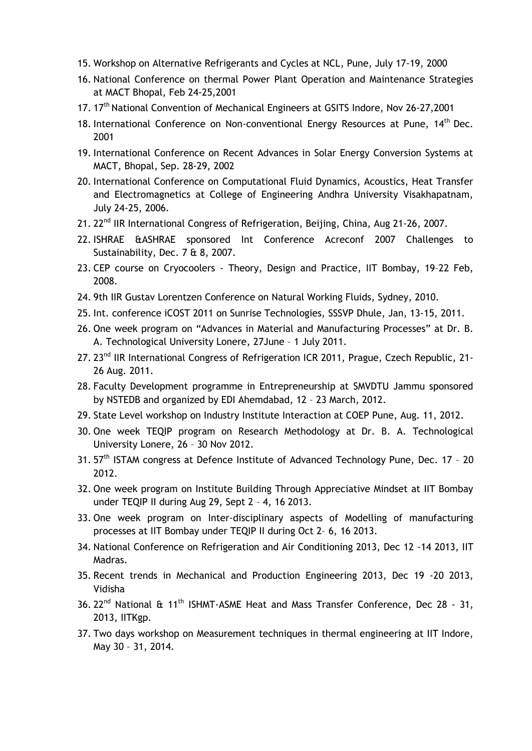15. Workshop on Alternative Refrigerants and Cycles at NCL, Pune, July 17-19, 2000
16. National Conference on thermal Power Plant Operation and Maintenance Strategies at MACT Bhopal, Feb 24-25,2001
17. 17th National Convention of Mechanical Engineers at GSITS Indore, Nov 26-27,2001
18. International Conference on Non-conventional Energy Resources at Pune, 14th Dec. 2001
19. International Conference on Recent Advances in Solar Energy Conversion Systems at MACT, Bhopal, Sep. 28-29, 2002
20. International Conference on Computational Fluid Dynamics, Acoustics, Heat Transfer and Electromagnetics at College of Engineering Andhra University Visakhapatnam, July 24-25, 2006.
21. 22nd IIR International Congress of Refrigeration, Beijing, China, Aug 21-26, 2007.
22. ISHRAE &ASHRAE sponsored Int Conference Acreconf 2007 Challenges to Sustainability, Dec. 7 & 8, 2007.
23. CEP course on Cryocoolers - Theory, Design and Practice, IIT Bombay, 19–22 Feb, 2008.
24. 9th IIR Gustav Lorentzen Conference on Natural Working Fluids, Sydney, 2010.
25. Int. conference iCOST 2011 on Sunrise Technologies, SSSVP Dhule, Jan, 13-15, 2011.
26. One week program on "Advances in Material and Manufacturing Processes" at Dr. B. A. Technological University Lonere, 27June – 1 July 2011.
27. 23rd IIR International Congress of Refrigeration ICR 2011, Prague, Czech Republic, 21-26 Aug. 2011.
28. Faculty Development programme in Entrepreneurship at SMVDTU Jammu sponsored by NSTEDB and organized by EDI Ahemdabad, 12 – 23 March, 2012.
29. State Level workshop on Industry Institute Interaction at COEP Pune, Aug. 11, 2012.
30. One week TEQIP program on Research Methodology at Dr. B. A. Technological University Lonere, 26 – 30 Nov 2012.
31. 57th ISTAM congress at Defence Institute of Advanced Technology Pune, Dec. 17 – 20 2012.
32. One week program on Institute Building Through Appreciative Mindset at IIT Bombay under TEQIP II during Aug 29, Sept 2 – 4, 16 2013.
33. One week program on Inter-disciplinary aspects of Modelling of manufacturing processes at IIT Bombay under TEQIP II during Oct 2– 6, 16 2013.
34. National Conference on Refrigeration and Air Conditioning 2013, Dec 12 -14 2013, IIT Madras.
35. Recent trends in Mechanical and Production Engineering 2013, Dec 19 -20 2013, Vidisha
36. 22nd National & 11th ISHMT-ASME Heat and Mass Transfer Conference, Dec 28 - 31, 2013, IITKgp.
37. Two days workshop on Measurement techniques in thermal engineering at IIT Indore, May 30 – 31, 2014.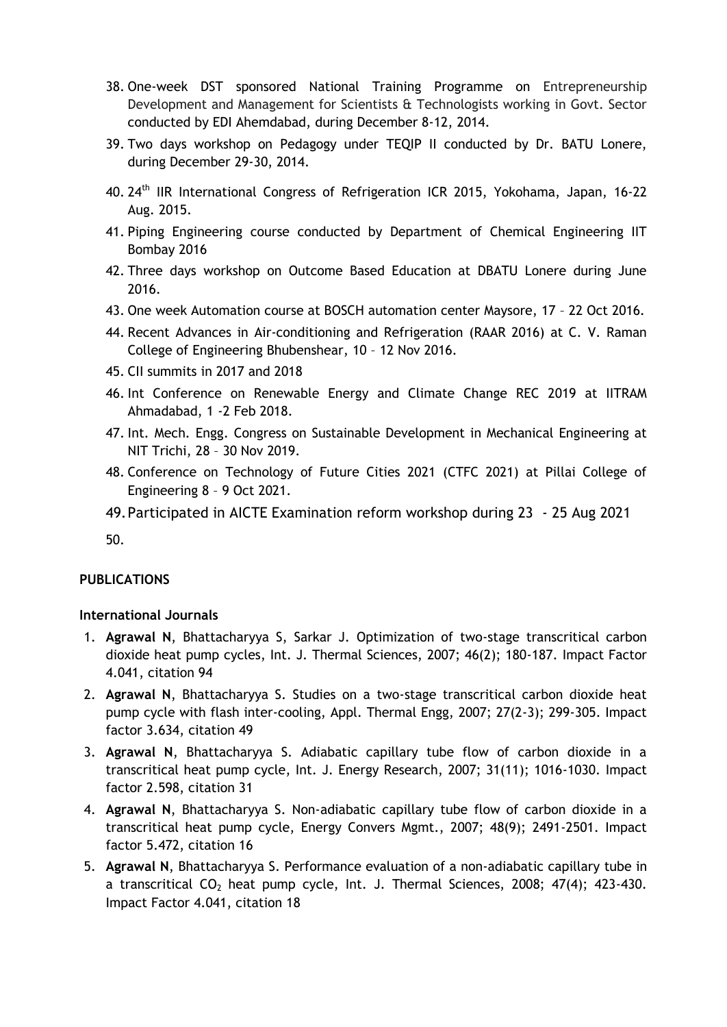38. One-week DST sponsored National Training Programme on Entrepreneurship Development and Management for Scientists & Technologists working in Govt. Sector conducted by EDI Ahemdabad, during December 8-12, 2014.
39. Two days workshop on Pedagogy under TEQIP II conducted by Dr. BATU Lonere, during December 29-30, 2014.
40. 24th IIR International Congress of Refrigeration ICR 2015, Yokohama, Japan, 16-22 Aug. 2015.
41. Piping Engineering course conducted by Department of Chemical Engineering IIT Bombay 2016
42. Three days workshop on Outcome Based Education at DBATU Lonere during June 2016.
43. One week Automation course at BOSCH automation center Maysore, 17 – 22 Oct 2016.
44. Recent Advances in Air-conditioning and Refrigeration (RAAR 2016) at C. V. Raman College of Engineering Bhubenshear, 10 – 12 Nov 2016.
45. CII summits in 2017 and 2018
46. Int Conference on Renewable Energy and Climate Change REC 2019 at IITRAM Ahmadabad, 1 -2 Feb 2018.
47. Int. Mech. Engg. Congress on Sustainable Development in Mechanical Engineering at NIT Trichi, 28 – 30 Nov 2019.
48. Conference on Technology of Future Cities 2021 (CTFC 2021) at Pillai College of Engineering 8 – 9 Oct 2021.
49. Participated in AICTE Examination reform workshop during 23 - 25 Aug 2021
50.

**PUBLICATIONS**

**International Journals**

1. **Agrawal N**, Bhattacharyya S, Sarkar J. Optimization of two-stage transcritical carbon dioxide heat pump cycles, Int. J. Thermal Sciences, 2007; 46(2); 180-187. Impact Factor 4.041, citation 94
2. **Agrawal N**, Bhattacharyya S. Studies on a two-stage transcritical carbon dioxide heat pump cycle with flash inter-cooling, Appl. Thermal Engg, 2007; 27(2-3); 299-305. Impact factor 3.634, citation 49
3. **Agrawal N**, Bhattacharyya S. Adiabatic capillary tube flow of carbon dioxide in a transcritical heat pump cycle, Int. J. Energy Research, 2007; 31(11); 1016-1030. Impact factor 2.598, citation 31
4. **Agrawal N**, Bhattacharyya S. Non-adiabatic capillary tube flow of carbon dioxide in a transcritical heat pump cycle, Energy Convers Mgmt., 2007; 48(9); 2491-2501. Impact factor 5.472, citation 16
5. **Agrawal N**, Bhattacharyya S. Performance evaluation of a non-adiabatic capillary tube in a transcritical $CO_2$ heat pump cycle, Int. J. Thermal Sciences, 2008; 47(4); 423-430. Impact Factor 4.041, citation 18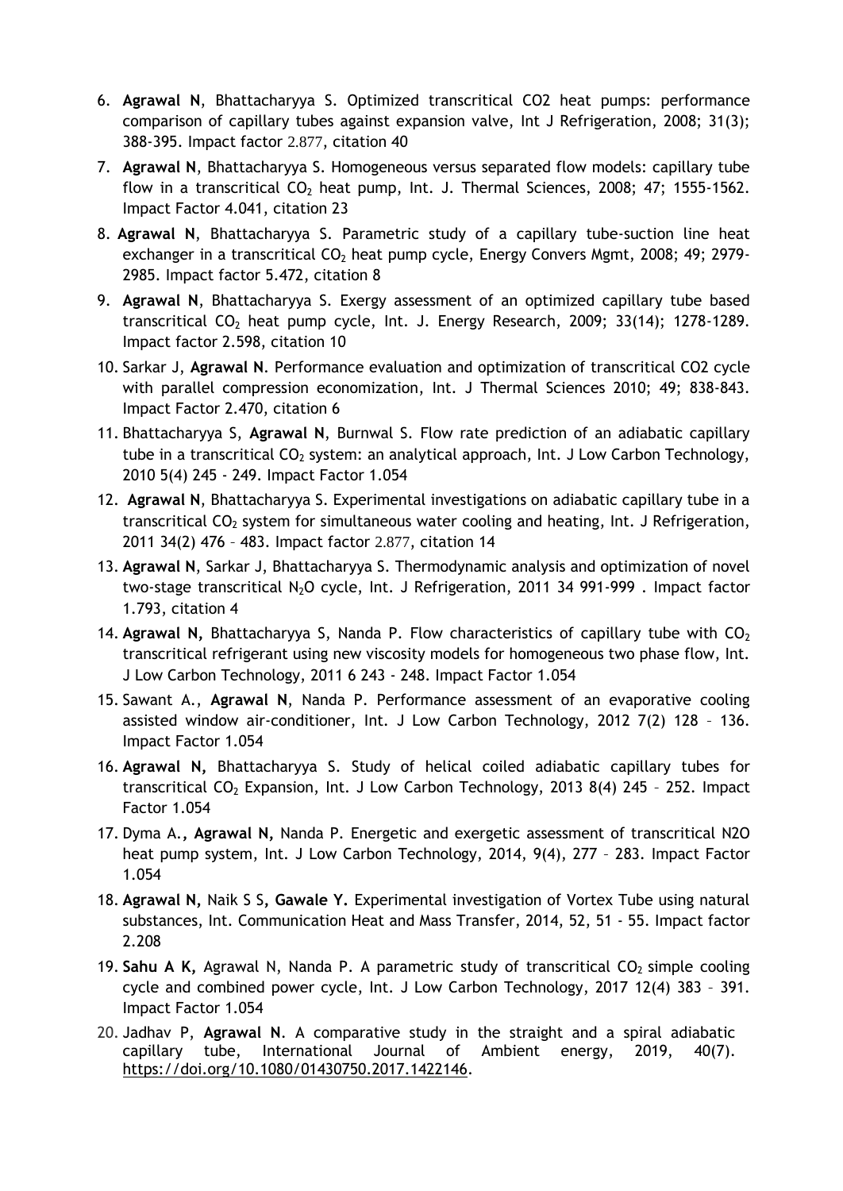6. **Agrawal N**, Bhattacharyya S. Optimized transcritical CO2 heat pumps: performance comparison of capillary tubes against expansion valve, Int J Refrigeration, 2008; 31(3); 388-395. Impact factor 2.877, citation 40
7. **Agrawal N**, Bhattacharyya S. Homogeneous versus separated flow models: capillary tube flow in a transcritical $CO_2$ heat pump, Int. J. Thermal Sciences, 2008; 47; 1555-1562. Impact Factor 4.041, citation 23
8. **Agrawal N**, Bhattacharyya S. Parametric study of a capillary tube-suction line heat exchanger in a transcritical $CO_2$ heat pump cycle, Energy Convers Mgmt, 2008; 49; 2979-2985. Impact factor 5.472, citation 8
9. **Agrawal N**, Bhattacharyya S. Exergy assessment of an optimized capillary tube based transcritical $CO_2$ heat pump cycle, Int. J. Energy Research, 2009; 33(14); 1278-1289. Impact factor 2.598, citation 10
10. Sarkar J, **Agrawal N**. Performance evaluation and optimization of transcritical CO2 cycle with parallel compression economization, Int. J Thermal Sciences 2010; 49; 838-843. Impact Factor 2.470, citation 6
11. Bhattacharyya S, **Agrawal N**, Burnwal S. Flow rate prediction of an adiabatic capillary tube in a transcritical $CO_2$ system: an analytical approach, Int. J Low Carbon Technology, 2010 5(4) 245 - 249. Impact Factor 1.054
12. **Agrawal N**, Bhattacharyya S. Experimental investigations on adiabatic capillary tube in a transcritical $CO_2$ system for simultaneous water cooling and heating, Int. J Refrigeration, 2011 34(2) 476 – 483. Impact factor 2.877, citation 14
13. **Agrawal N**, Sarkar J, Bhattacharyya S. Thermodynamic analysis and optimization of novel two-stage transcritical $N_2O$ cycle, Int. J Refrigeration, 2011 34 991-999 . Impact factor 1.793, citation 4
14. **Agrawal N,** Bhattacharyya S, Nanda P. Flow characteristics of capillary tube with $CO_2$ transcritical refrigerant using new viscosity models for homogeneous two phase flow, Int. J Low Carbon Technology, 2011 6 243 - 248. Impact Factor 1.054
15. Sawant A., **Agrawal N**, Nanda P. Performance assessment of an evaporative cooling assisted window air-conditioner, Int. J Low Carbon Technology, 2012 7(2) 128 – 136. Impact Factor 1.054
16. **Agrawal N,** Bhattacharyya S. Study of helical coiled adiabatic capillary tubes for transcritical $CO_2$ Expansion, Int. J Low Carbon Technology, 2013 8(4) 245 – 252. Impact Factor 1.054
17. Dyma A.**, Agrawal N,** Nanda P. Energetic and exergetic assessment of transcritical N2O heat pump system, Int. J Low Carbon Technology, 2014, 9(4), 277 – 283. Impact Factor 1.054
18. **Agrawal N,** Naik S S**, Gawale Y.** Experimental investigation of Vortex Tube using natural substances, Int. Communication Heat and Mass Transfer, 2014, 52, 51 - 55. Impact factor 2.208
19. **Sahu A K,** Agrawal N, Nanda P. A parametric study of transcritical $CO_2$ simple cooling cycle and combined power cycle, Int. J Low Carbon Technology, 2017 12(4) 383 – 391. Impact Factor 1.054
20. Jadhav P, **Agrawal N**. A comparative study in the straight and a spiral adiabatic capillary tube, International Journal of Ambient energy, 2019, 40(7). https://doi.org/10.1080/01430750.2017.1422146.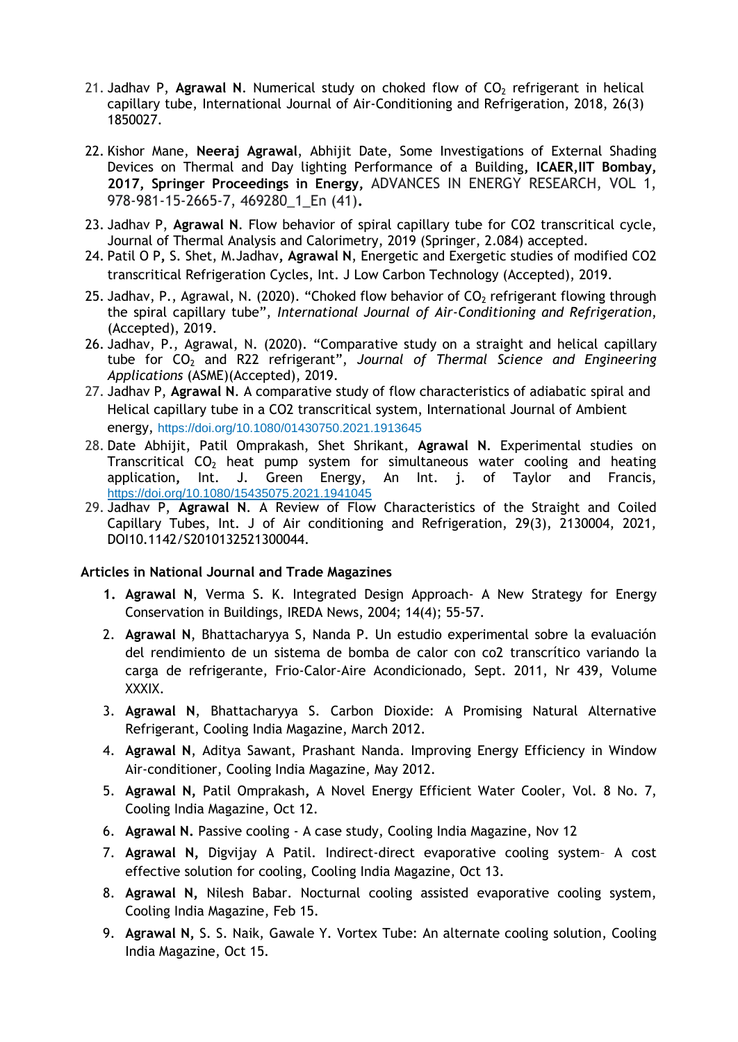21. Jadhav P, **Agrawal N**. Numerical study on choked flow of $CO_2$ refrigerant in helical capillary tube, International Journal of Air-Conditioning and Refrigeration, 2018, 26(3) 1850027.

22. Kishor Mane, **Neeraj Agrawal**, Abhijit Date, Some Investigations of External Shading Devices on Thermal and Day lighting Performance of a Building**, ICAER,IIT Bombay, 2017, Springer Proceedings in Energy,** ADVANCES IN ENERGY RESEARCH, VOL 1, 978-981-15-2665-7, 469280_1_En (41)**.**

23. Jadhav P, **Agrawal N**. Flow behavior of spiral capillary tube for CO2 transcritical cycle, Journal of Thermal Analysis and Calorimetry, 2019 (Springer, 2.084) accepted.

24. Patil O P**,** S. Shet, M.Jadhav**, Agrawal N**, Energetic and Exergetic studies of modified CO2 transcritical Refrigeration Cycles, Int. J Low Carbon Technology (Accepted), 2019.

25. Jadhav, P., Agrawal, N. (2020). "Choked flow behavior of $CO_2$ refrigerant flowing through the spiral capillary tube", *International Journal of Air-Conditioning and Refrigeration*, (Accepted), 2019.

26. Jadhav, P., Agrawal, N. (2020). "Comparative study on a straight and helical capillary tube for $CO_2$ and R22 refrigerant", *Journal of Thermal Science and Engineering Applications* (ASME)(Accepted), 2019.

27. Jadhav P, **Agrawal N**. A comparative study of flow characteristics of adiabatic spiral and Helical capillary tube in a CO2 transcritical system, International Journal of Ambient energy, https://doi.org/10.1080/01430750.2021.1913645

28. Date Abhijit, Patil Omprakash, Shet Shrikant, **Agrawal N**. Experimental studies on Transcritical $CO_2$ heat pump system for simultaneous water cooling and heating application**,** Int. J. Green Energy, An Int. j. of Taylor and Francis, https://doi.org/10.1080/15435075.2021.1941045

29. Jadhav P, **Agrawal N**. A Review of Flow Characteristics of the Straight and Coiled Capillary Tubes, Int. J of Air conditioning and Refrigeration, 29(3), 2130004, 2021, DOI10.1142/S2010132521300044.

**Articles in National Journal and Trade Magazines**

1. **Agrawal N**, Verma S. K. Integrated Design Approach- A New Strategy for Energy Conservation in Buildings, IREDA News, 2004; 14(4); 55-57.

2. **Agrawal N**, Bhattacharyya S, Nanda P. Un estudio experimental sobre la evaluación del rendimiento de un sistema de bomba de calor con co2 transcrítico variando la carga de refrigerante, Frio-Calor-Aire Acondicionado, Sept. 2011, Nr 439, Volume XXXIX.

3. **Agrawal N**, Bhattacharyya S. Carbon Dioxide: A Promising Natural Alternative Refrigerant, Cooling India Magazine, March 2012.

4. **Agrawal N**, Aditya Sawant, Prashant Nanda. Improving Energy Efficiency in Window Air-conditioner, Cooling India Magazine, May 2012.

5. **Agrawal N,** Patil Omprakash, A Novel Energy Efficient Water Cooler, Vol. 8 No. 7, Cooling India Magazine, Oct 12.

6. **Agrawal N.** Passive cooling - A case study, Cooling India Magazine, Nov 12

7. **Agrawal N,** Digvijay A Patil. Indirect-direct evaporative cooling system– A cost effective solution for cooling, Cooling India Magazine, Oct 13.

8. **Agrawal N,** Nilesh Babar. Nocturnal cooling assisted evaporative cooling system, Cooling India Magazine, Feb 15.

9. **Agrawal N,** S. S. Naik, Gawale Y. Vortex Tube: An alternate cooling solution, Cooling India Magazine, Oct 15.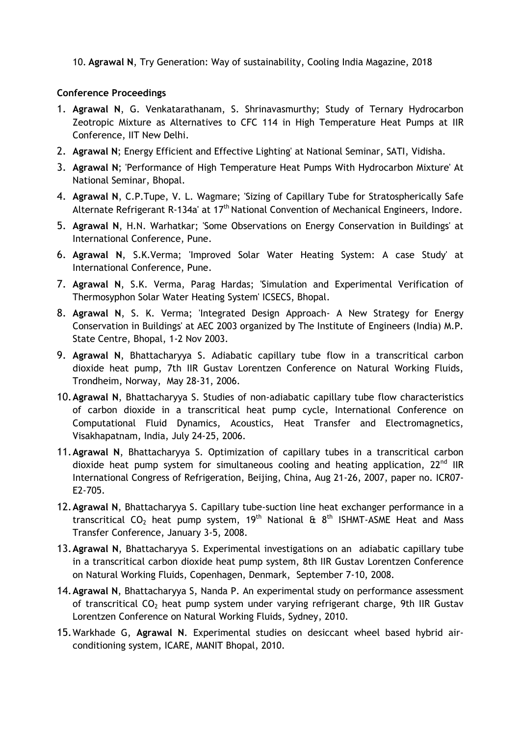10. **Agrawal N**, Try Generation: Way of sustainability, Cooling India Magazine, 2018

**Conference Proceedings**

1. **Agrawal N**, G. Venkatarathanam, S. Shrinavasmurthy; Study of Ternary Hydrocarbon Zeotropic Mixture as Alternatives to CFC 114 in High Temperature Heat Pumps at IIR Conference, IIT New Delhi.
2. **Agrawal N**; Energy Efficient and Effective Lighting' at National Seminar, SATI, Vidisha.
3. **Agrawal N**; 'Performance of High Temperature Heat Pumps With Hydrocarbon Mixture' At National Seminar, Bhopal.
4. **Agrawal N**, C.P.Tupe, V. L. Wagmare; 'Sizing of Capillary Tube for Stratospherically Safe Alternate Refrigerant R-134a' at 17th National Convention of Mechanical Engineers, Indore.
5. **Agrawal N**, H.N. Warhatkar; 'Some Observations on Energy Conservation in Buildings' at International Conference, Pune.
6. **Agrawal N**, S.K.Verma; 'Improved Solar Water Heating System: A case Study' at International Conference, Pune.
7. **Agrawal N**, S.K. Verma, Parag Hardas; 'Simulation and Experimental Verification of Thermosyphon Solar Water Heating System' ICSECS, Bhopal.
8. **Agrawal N**, S. K. Verma; 'Integrated Design Approach- A New Strategy for Energy Conservation in Buildings' at AEC 2003 organized by The Institute of Engineers (India) M.P. State Centre, Bhopal, 1-2 Nov 2003.
9. **Agrawal N**, Bhattacharyya S. Adiabatic capillary tube flow in a transcritical carbon dioxide heat pump, 7th IIR Gustav Lorentzen Conference on Natural Working Fluids, Trondheim, Norway, May 28-31, 2006.
10. **Agrawal N**, Bhattacharyya S. Studies of non-adiabatic capillary tube flow characteristics of carbon dioxide in a transcritical heat pump cycle, International Conference on Computational Fluid Dynamics, Acoustics, Heat Transfer and Electromagnetics, Visakhapatnam, India, July 24-25, 2006.
11. **Agrawal N**, Bhattacharyya S. Optimization of capillary tubes in a transcritical carbon dioxide heat pump system for simultaneous cooling and heating application, 22nd IIR International Congress of Refrigeration, Beijing, China, Aug 21-26, 2007, paper no. ICR07-E2-705.
12. **Agrawal N**, Bhattacharyya S. Capillary tube-suction line heat exchanger performance in a transcritical $CO_2$ heat pump system, 19th National & 8th ISHMT-ASME Heat and Mass Transfer Conference, January 3-5, 2008.
13. **Agrawal N**, Bhattacharyya S. Experimental investigations on an adiabatic capillary tube in a transcritical carbon dioxide heat pump system, 8th IIR Gustav Lorentzen Conference on Natural Working Fluids, Copenhagen, Denmark, September 7-10, 2008.
14. **Agrawal N**, Bhattacharyya S, Nanda P. An experimental study on performance assessment of transcritical $CO_2$ heat pump system under varying refrigerant charge, 9th IIR Gustav Lorentzen Conference on Natural Working Fluids, Sydney, 2010.
15. Warkhade G, **Agrawal N**. Experimental studies on desiccant wheel based hybrid air-conditioning system, ICARE, MANIT Bhopal, 2010.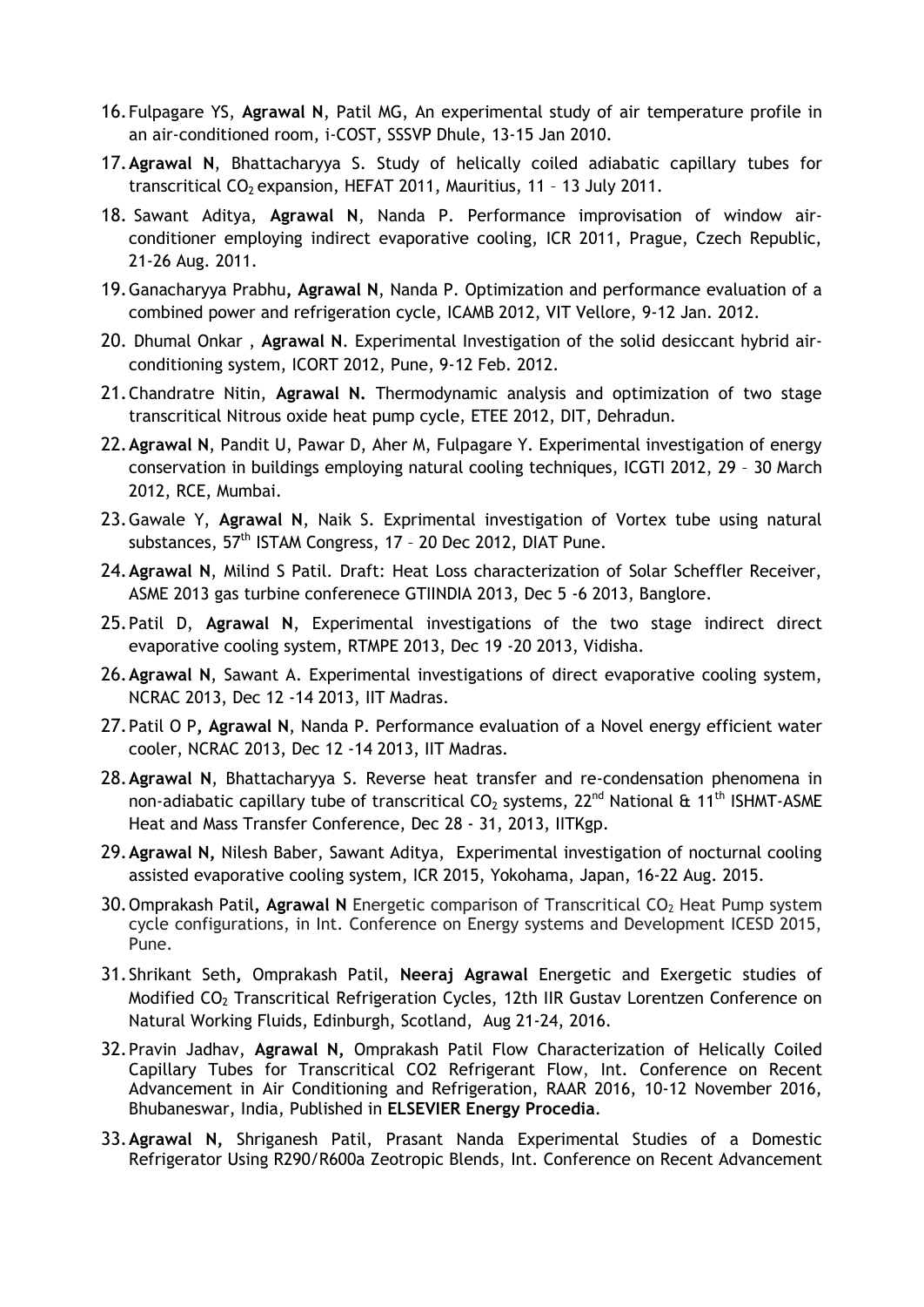16. Fulpagare YS, **Agrawal N**, Patil MG, An experimental study of air temperature profile in an air-conditioned room, i-COST, SSSVP Dhule, 13-15 Jan 2010.
17. **Agrawal N**, Bhattacharyya S. Study of helically coiled adiabatic capillary tubes for transcritical $CO_2$ expansion, HEFAT 2011, Mauritius, 11 – 13 July 2011.
18. Sawant Aditya, **Agrawal N**, Nanda P. Performance improvisation of window air-conditioner employing indirect evaporative cooling, ICR 2011, Prague, Czech Republic, 21-26 Aug. 2011.
19. Ganacharyya Prabhu**, Agrawal N**, Nanda P. Optimization and performance evaluation of a combined power and refrigeration cycle, ICAMB 2012, VIT Vellore, 9-12 Jan. 2012.
20. Dhumal Onkar , **Agrawal N**. Experimental Investigation of the solid desiccant hybrid air-conditioning system, ICORT 2012, Pune, 9-12 Feb. 2012.
21. Chandratre Nitin, **Agrawal N.** Thermodynamic analysis and optimization of two stage transcritical Nitrous oxide heat pump cycle, ETEE 2012, DIT, Dehradun.
22. **Agrawal N**, Pandit U, Pawar D, Aher M, Fulpagare Y. Experimental investigation of energy conservation in buildings employing natural cooling techniques, ICGTI 2012, 29 – 30 March 2012, RCE, Mumbai.
23. Gawale Y, **Agrawal N**, Naik S. Exprimental investigation of Vortex tube using natural substances, 57th ISTAM Congress, 17 – 20 Dec 2012, DIAT Pune.
24. **Agrawal N**, Milind S Patil. Draft: Heat Loss characterization of Solar Scheffler Receiver, ASME 2013 gas turbine conferenece GTIINDIA 2013, Dec 5 -6 2013, Banglore.
25. Patil D, **Agrawal N**, Experimental investigations of the two stage indirect direct evaporative cooling system, RTMPE 2013, Dec 19 -20 2013, Vidisha.
26. **Agrawal N**, Sawant A. Experimental investigations of direct evaporative cooling system, NCRAC 2013, Dec 12 -14 2013, IIT Madras.
27. Patil O P**, Agrawal N**, Nanda P. Performance evaluation of a Novel energy efficient water cooler, NCRAC 2013, Dec 12 -14 2013, IIT Madras.
28. **Agrawal N**, Bhattacharyya S. Reverse heat transfer and re-condensation phenomena in non-adiabatic capillary tube of transcritical $CO_2$ systems, 22nd National & 11th ISHMT-ASME Heat and Mass Transfer Conference, Dec 28 - 31, 2013, IITKgp.
29. **Agrawal N,** Nilesh Baber, Sawant Aditya, Experimental investigation of nocturnal cooling assisted evaporative cooling system, ICR 2015, Yokohama, Japan, 16-22 Aug. 2015.
30. Omprakash Patil**, Agrawal N** Energetic comparison of Transcritical $CO_2$ Heat Pump system cycle configurations, in Int. Conference on Energy systems and Development ICESD 2015, Pune.
31. Shrikant Seth**,** Omprakash Patil, **Neeraj Agrawal** Energetic and Exergetic studies of Modified $CO_2$ Transcritical Refrigeration Cycles, 12th IIR Gustav Lorentzen Conference on Natural Working Fluids, Edinburgh, Scotland, Aug 21-24, 2016.
32. Pravin Jadhav, **Agrawal N,** Omprakash Patil Flow Characterization of Helically Coiled Capillary Tubes for Transcritical CO2 Refrigerant Flow, Int. Conference on Recent Advancement in Air Conditioning and Refrigeration, RAAR 2016, 10-12 November 2016, Bhubaneswar, India, Published in **ELSEVIER Energy Procedia**.
33. **Agrawal N,** Shriganesh Patil, Prasant Nanda Experimental Studies of a Domestic Refrigerator Using R290/R600a Zeotropic Blends, Int. Conference on Recent Advancement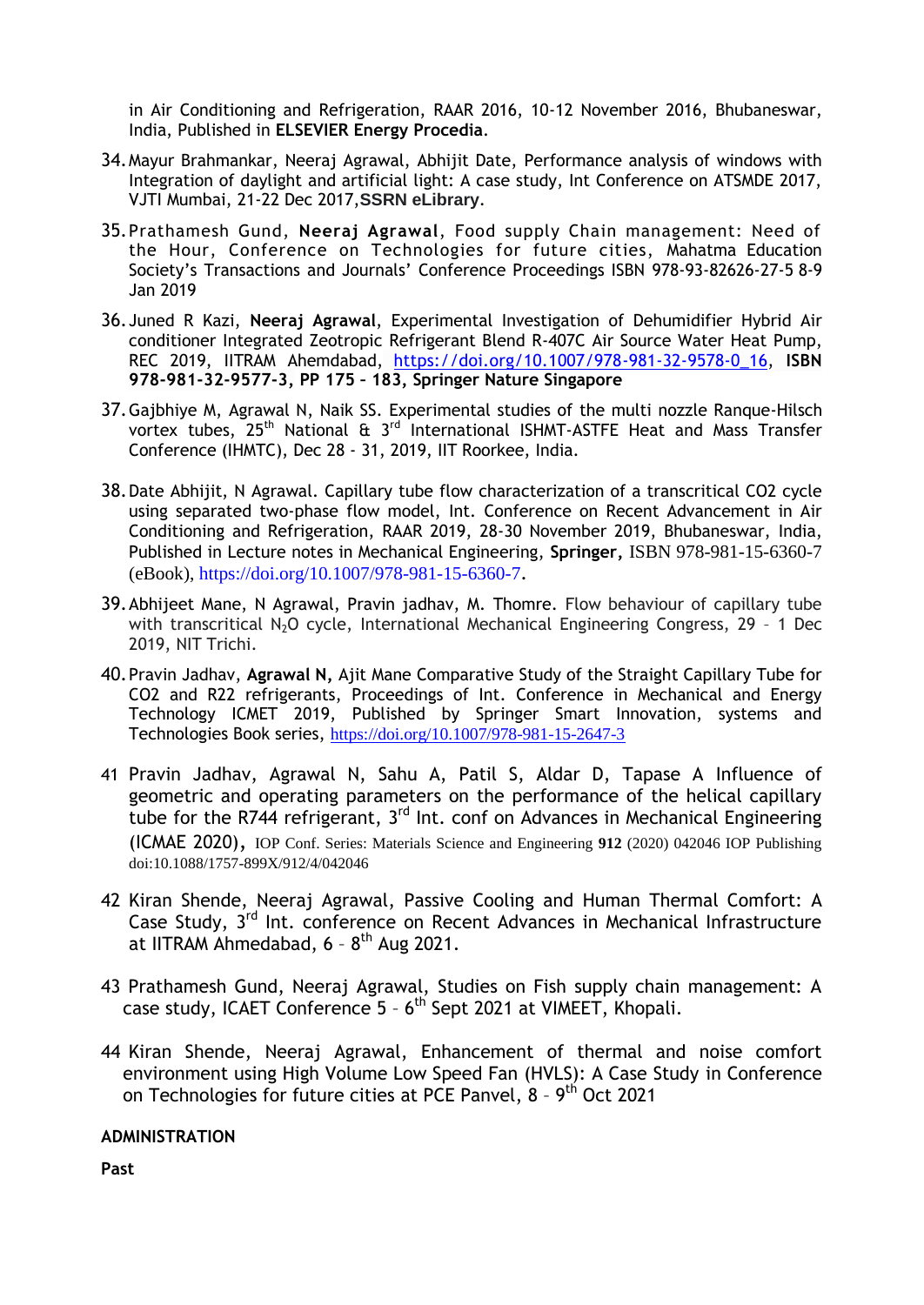in Air Conditioning and Refrigeration, RAAR 2016, 10-12 November 2016, Bhubaneswar, India, Published in **ELSEVIER Energy Procedia**.

34. Mayur Brahmankar, Neeraj Agrawal, Abhijit Date, Performance analysis of windows with Integration of daylight and artificial light: A case study, Int Conference on ATSMDE 2017, VJTI Mumbai, 21-22 Dec 2017,**SSRN eLibrary**.

35. Prathamesh Gund, **Neeraj Agrawal**, Food supply Chain management: Need of the Hour, Conference on Technologies for future cities, Mahatma Education Society's Transactions and Journals' Conference Proceedings ISBN 978-93-82626-27-5 8-9 Jan 2019

36. Juned R Kazi, **Neeraj Agrawal**, Experimental Investigation of Dehumidifier Hybrid Air conditioner Integrated Zeotropic Refrigerant Blend R-407C Air Source Water Heat Pump, REC 2019, IITRAM Ahemdabad, https://doi.org/10.1007/978-981-32-9578-0_16, **ISBN 978-981-32-9577-3, PP 175 – 183, Springer Nature Singapore**

37. Gajbhiye M, Agrawal N, Naik SS. Experimental studies of the multi nozzle Ranque-Hilsch vortex tubes, 25th National & 3rd International ISHMT-ASTFE Heat and Mass Transfer Conference (IHMTC), Dec 28 - 31, 2019, IIT Roorkee, India.

38. Date Abhijit, N Agrawal. Capillary tube flow characterization of a transcritical CO2 cycle using separated two-phase flow model, Int. Conference on Recent Advancement in Air Conditioning and Refrigeration, RAAR 2019, 28-30 November 2019, Bhubaneswar, India, Published in Lecture notes in Mechanical Engineering, **Springer**, ISBN 978-981-15-6360-7 (eBook), https://doi.org/10.1007/978-981-15-6360-7.

39. Abhijeet Mane, N Agrawal, Pravin jadhav, M. Thomre. Flow behaviour of capillary tube with transcritical $N_2O$ cycle, International Mechanical Engineering Congress, 29 – 1 Dec 2019, NIT Trichi.

40. Pravin Jadhav, **Agrawal N,** Ajit Mane Comparative Study of the Straight Capillary Tube for CO2 and R22 refrigerants, Proceedings of Int. Conference in Mechanical and Energy Technology ICMET 2019, Published by Springer Smart Innovation, systems and Technologies Book series, https://doi.org/10.1007/978-981-15-2647-3

41. Pravin Jadhav, Agrawal N, Sahu A, Patil S, Aldar D, Tapase A Influence of geometric and operating parameters on the performance of the helical capillary tube for the R744 refrigerant, 3rd Int. conf on Advances in Mechanical Engineering (ICMAE 2020), IOP Conf. Series: Materials Science and Engineering **912** (2020) 042046 IOP Publishing doi:10.1088/1757-899X/912/4/042046

42. Kiran Shende, Neeraj Agrawal, Passive Cooling and Human Thermal Comfort: A Case Study, 3rd Int. conference on Recent Advances in Mechanical Infrastructure at IITRAM Ahmedabad, 6 – 8th Aug 2021.

43. Prathamesh Gund, Neeraj Agrawal, Studies on Fish supply chain management: A case study, ICAET Conference 5 – 6th Sept 2021 at VIMEET, Khopali.

44. Kiran Shende, Neeraj Agrawal, Enhancement of thermal and noise comfort environment using High Volume Low Speed Fan (HVLS): A Case Study in Conference on Technologies for future cities at PCE Panvel, 8 – 9th Oct 2021

**ADMINISTRATION**

**Past**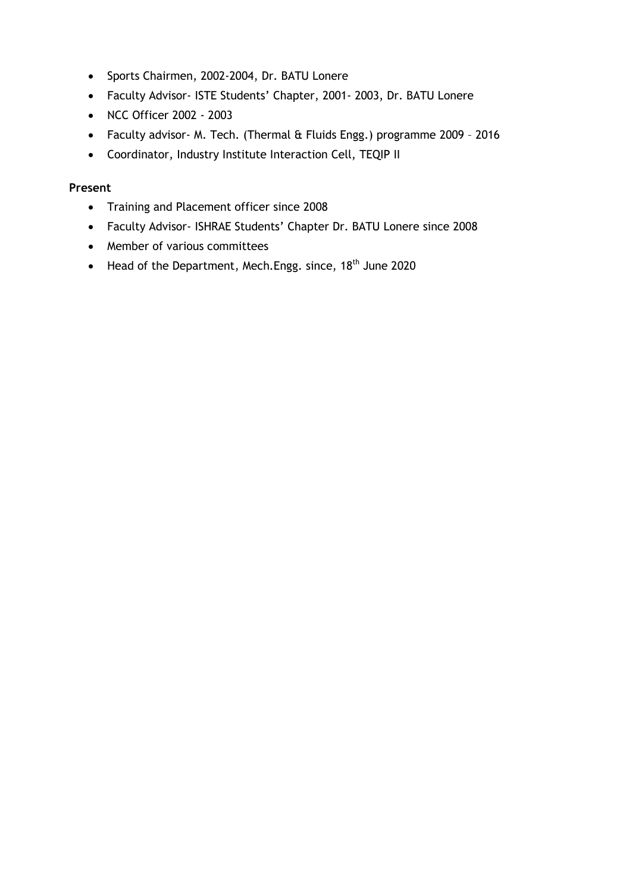- Sports Chairmen, 2002-2004, Dr. BATU Lonere
- Faculty Advisor- ISTE Students' Chapter, 2001- 2003, Dr. BATU Lonere
- NCC Officer 2002 - 2003
- Faculty advisor- M. Tech. (Thermal & Fluids Engg.) programme 2009 – 2016
- Coordinator, Industry Institute Interaction Cell, TEQIP II

**Present**

- Training and Placement officer since 2008
- Faculty Advisor- ISHRAE Students' Chapter Dr. BATU Lonere since 2008
- Member of various committees
- Head of the Department, Mech.Engg. since, 18th June 2020